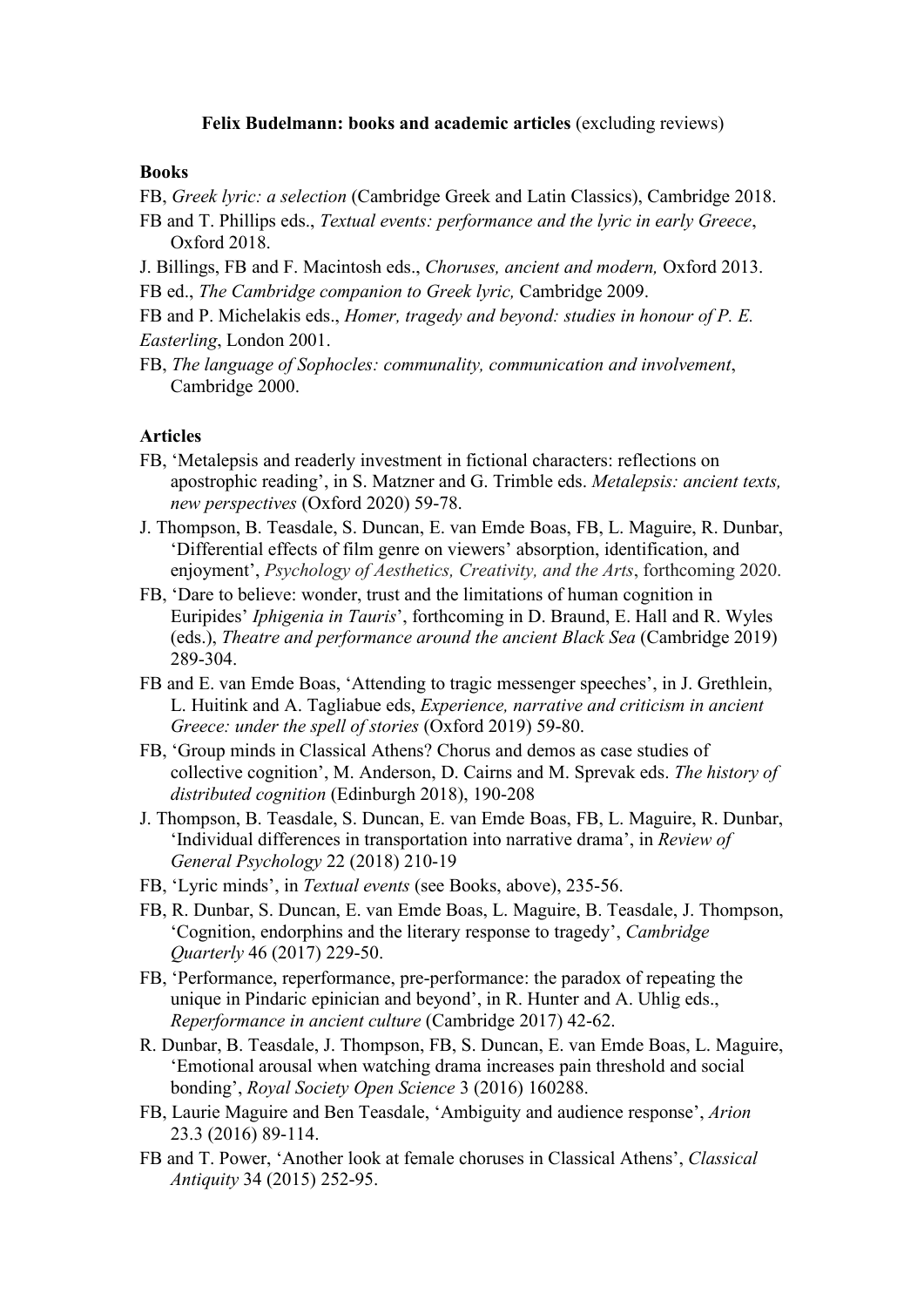**Felix Budelmann: books and academic articles** (excluding reviews)

**Books**

FB, *Greek lyric: a selection* (Cambridge Greek and Latin Classics), Cambridge 2018.

FB and T. Phillips eds., *Textual events: performance and the lyric in early Greece*, Oxford 2018.

J. Billings, FB and F. Macintosh eds., *Choruses, ancient and modern,* Oxford 2013.

FB ed., *The Cambridge companion to Greek lyric,* Cambridge 2009.

FB and P. Michelakis eds., *Homer, tragedy and beyond: studies in honour of P. E. Easterling*, London 2001.

FB, *The language of Sophocles: communality, communication and involvement*, Cambridge 2000.

**Articles**

FB, 'Metalepsis and readerly investment in fictional characters: reflections on apostrophic reading', in S. Matzner and G. Trimble eds. *Metalepsis: ancient texts, new perspectives* (Oxford 2020) 59-78.

J. Thompson, B. Teasdale, S. Duncan, E. van Emde Boas, FB, L. Maguire, R. Dunbar, 'Differential effects of film genre on viewers' absorption, identification, and enjoyment', *Psychology of Aesthetics, Creativity, and the Arts*, forthcoming 2020.

FB, 'Dare to believe: wonder, trust and the limitations of human cognition in Euripides' *Iphigenia in Tauris*', forthcoming in D. Braund, E. Hall and R. Wyles (eds.), *Theatre and performance around the ancient Black Sea* (Cambridge 2019) 289-304.

FB and E. van Emde Boas, 'Attending to tragic messenger speeches', in J. Grethlein, L. Huitink and A. Tagliabue eds, *Experience, narrative and criticism in ancient Greece: under the spell of stories* (Oxford 2019) 59-80.

FB, 'Group minds in Classical Athens? Chorus and demos as case studies of collective cognition', M. Anderson, D. Cairns and M. Sprevak eds. *The history of distributed cognition* (Edinburgh 2018), 190-208

J. Thompson, B. Teasdale, S. Duncan, E. van Emde Boas, FB, L. Maguire, R. Dunbar, 'Individual differences in transportation into narrative drama', in *Review of General Psychology* 22 (2018) 210-19

FB, 'Lyric minds', in *Textual events* (see Books, above), 235-56.

FB, R. Dunbar, S. Duncan, E. van Emde Boas, L. Maguire, B. Teasdale, J. Thompson, 'Cognition, endorphins and the literary response to tragedy', *Cambridge Quarterly* 46 (2017) 229-50.

FB, 'Performance, reperformance, pre-performance: the paradox of repeating the unique in Pindaric epinician and beyond', in R. Hunter and A. Uhlig eds., *Reperformance in ancient culture* (Cambridge 2017) 42-62.

R. Dunbar, B. Teasdale, J. Thompson, FB, S. Duncan, E. van Emde Boas, L. Maguire, 'Emotional arousal when watching drama increases pain threshold and social bonding', *Royal Society Open Science* 3 (2016) 160288.

FB, Laurie Maguire and Ben Teasdale, 'Ambiguity and audience response', *Arion* 23.3 (2016) 89-114.

FB and T. Power, 'Another look at female choruses in Classical Athens', *Classical Antiquity* 34 (2015) 252-95.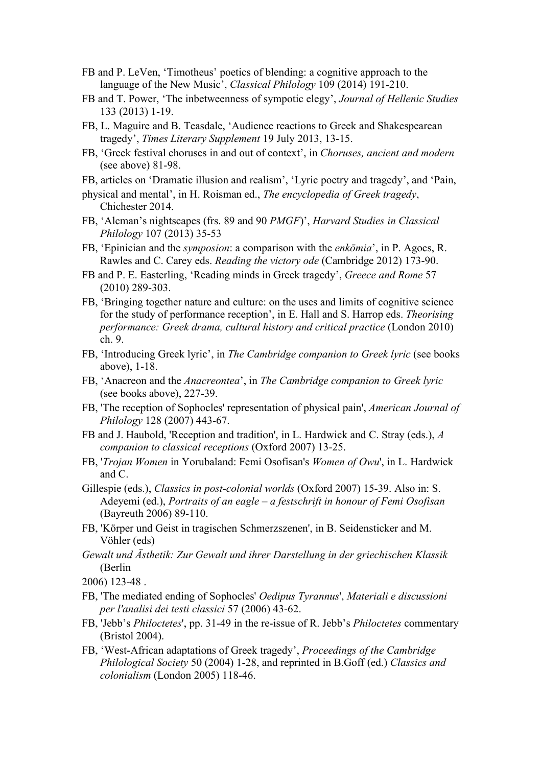FB and P. LeVen, 'Timotheus' poetics of blending: a cognitive approach to the language of the New Music', *Classical Philology* 109 (2014) 191-210.

FB and T. Power, 'The inbetweenness of sympotic elegy', *Journal of Hellenic Studies* 133 (2013) 1-19.

FB, L. Maguire and B. Teasdale, 'Audience reactions to Greek and Shakespearean tragedy', *Times Literary Supplement* 19 July 2013, 13-15.

FB, 'Greek festival choruses in and out of context', in *Choruses, ancient and modern* (see above) 81-98.

FB, articles on 'Dramatic illusion and realism', 'Lyric poetry and tragedy', and 'Pain, physical and mental', in H. Roisman ed., *The encyclopedia of Greek tragedy*, Chichester 2014.

FB, 'Alcman's nightscapes (frs. 89 and 90 *PMGF*)', *Harvard Studies in Classical Philology* 107 (2013) 35-53

FB, 'Epinician and the *symposion*: a comparison with the *enkōmia*', in P. Agocs, R. Rawles and C. Carey eds. *Reading the victory ode* (Cambridge 2012) 173-90.

FB and P. E. Easterling, 'Reading minds in Greek tragedy', *Greece and Rome* 57 (2010) 289-303.

FB, 'Bringing together nature and culture: on the uses and limits of cognitive science for the study of performance reception', in E. Hall and S. Harrop eds. *Theorising performance: Greek drama, cultural history and critical practice* (London 2010) ch. 9.

FB, 'Introducing Greek lyric', in *The Cambridge companion to Greek lyric* (see books above), 1-18.

FB, 'Anacreon and the *Anacreontea*', in *The Cambridge companion to Greek lyric* (see books above), 227-39.

FB, 'The reception of Sophocles' representation of physical pain', *American Journal of Philology* 128 (2007) 443-67.

FB and J. Haubold, 'Reception and tradition', in L. Hardwick and C. Stray (eds.), *A companion to classical receptions* (Oxford 2007) 13-25.

FB, '*Trojan Women* in Yorubaland: Femi Osofisan's *Women of Owu*', in L. Hardwick and C. Gillespie (eds.), *Classics in post-colonial worlds* (Oxford 2007) 15-39. Also in: S. Adeyemi (ed.), *Portraits of an eagle – a festschrift in honour of Femi Osofisan* (Bayreuth 2006) 89-110.

FB, 'Körper und Geist in tragischen Schmerzszenen', in B. Seidensticker and M. Vöhler (eds) *Gewalt und Ästhetik: Zur Gewalt und ihrer Darstellung in der griechischen Klassik* (Berlin 2006) 123-48 .

FB, 'The mediated ending of Sophocles' *Oedipus Tyrannus*', *Materiali e discussioni per l'analisi dei testi classici* 57 (2006) 43-62.

FB, 'Jebb's *Philoctetes*', pp. 31-49 in the re-issue of R. Jebb's *Philoctetes* commentary (Bristol 2004).

FB, 'West-African adaptations of Greek tragedy', *Proceedings of the Cambridge Philological Society* 50 (2004) 1-28, and reprinted in B.Goff (ed.) *Classics and colonialism* (London 2005) 118-46.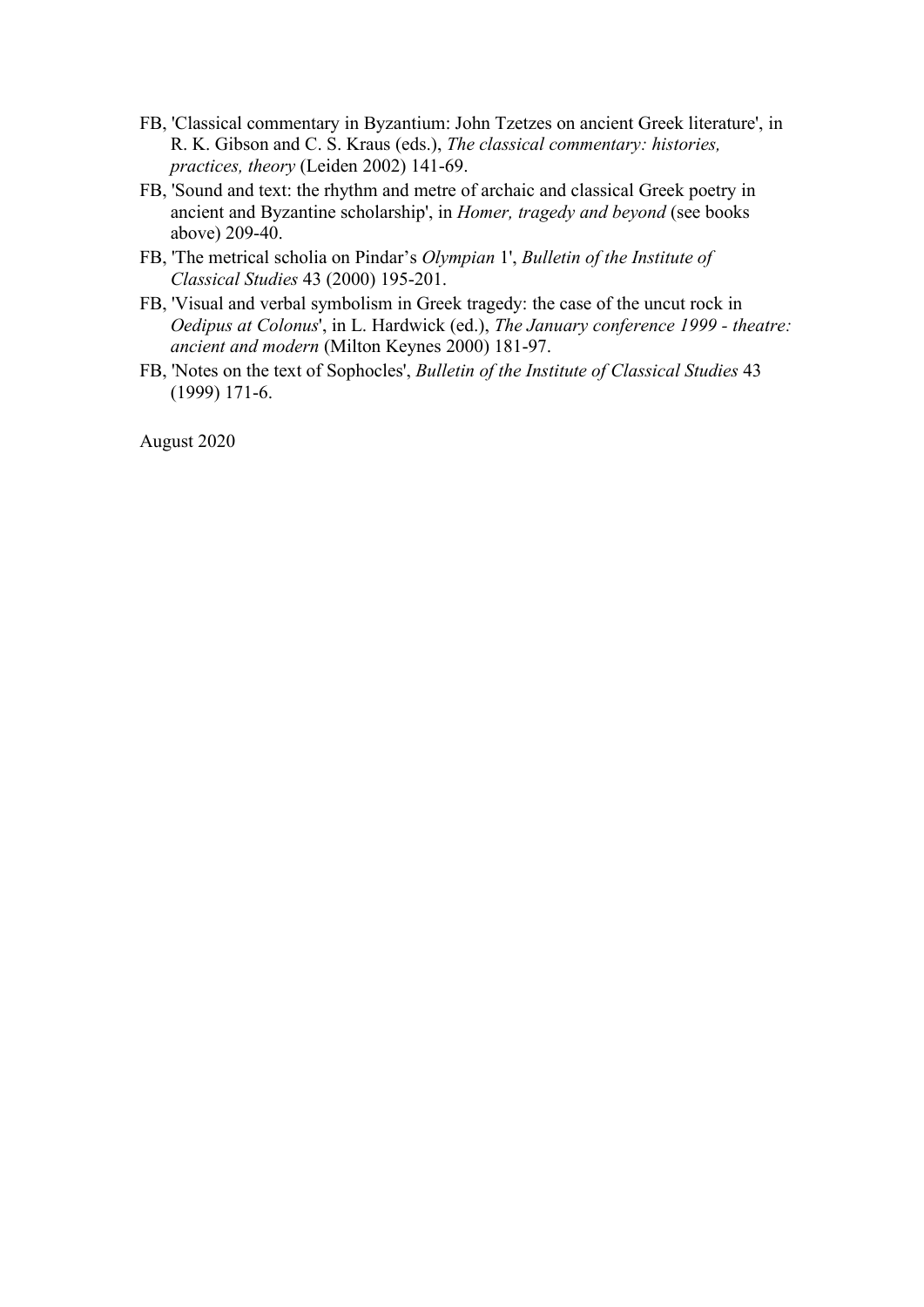FB, 'Classical commentary in Byzantium: John Tzetzes on ancient Greek literature', in R. K. Gibson and C. S. Kraus (eds.), *The classical commentary: histories, practices, theory* (Leiden 2002) 141-69.

FB, 'Sound and text: the rhythm and metre of archaic and classical Greek poetry in ancient and Byzantine scholarship', in *Homer, tragedy and beyond* (see books above) 209-40.

FB, 'The metrical scholia on Pindar's *Olympian* 1', *Bulletin of the Institute of Classical Studies* 43 (2000) 195-201.

FB, 'Visual and verbal symbolism in Greek tragedy: the case of the uncut rock in *Oedipus at Colonus*', in L. Hardwick (ed.), *The January conference 1999 - theatre: ancient and modern* (Milton Keynes 2000) 181-97.

FB, 'Notes on the text of Sophocles', *Bulletin of the Institute of Classical Studies* 43 (1999) 171-6.

August 2020